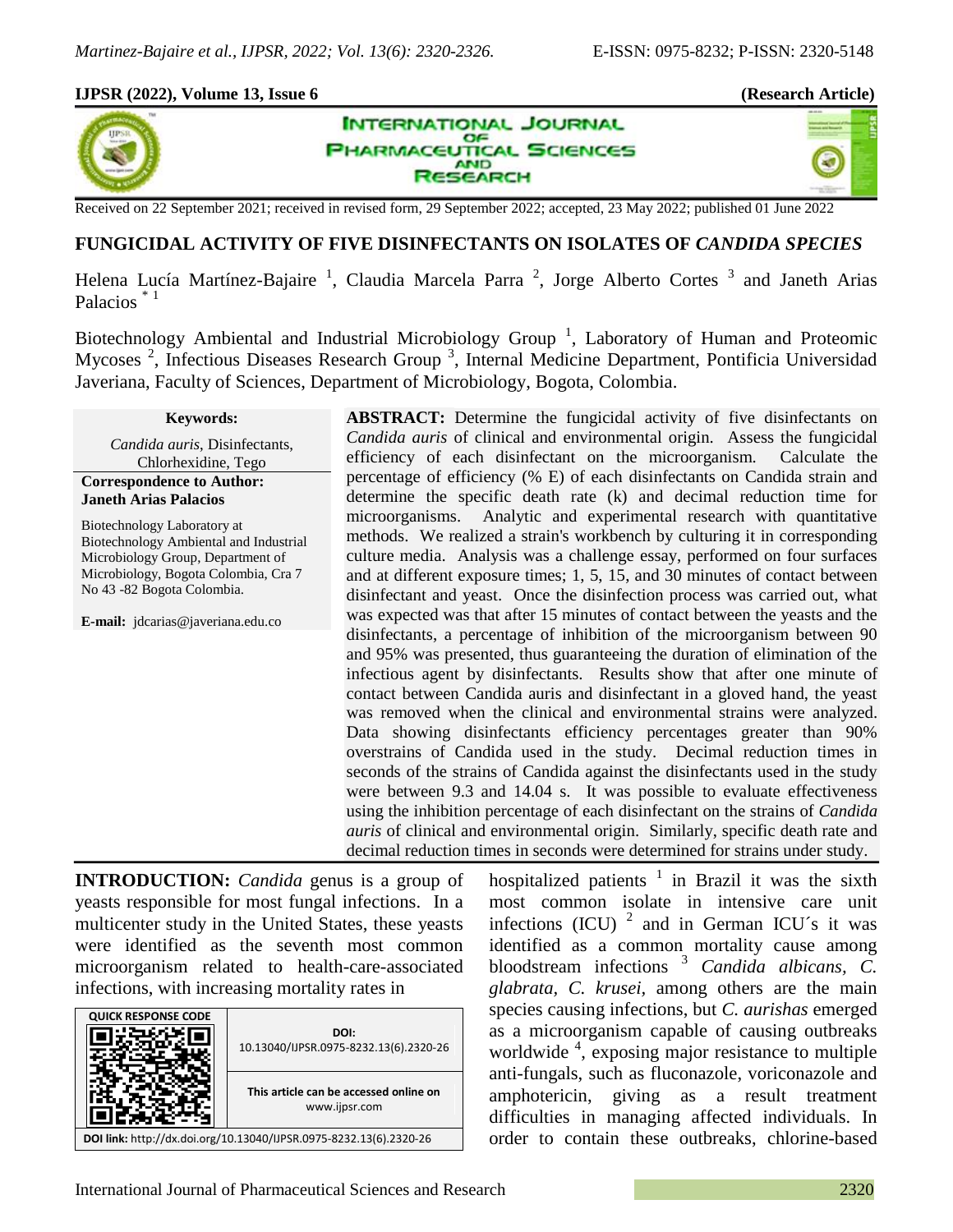**Received on 22 September 2021; received in revised form, 29 September 2022; accepted, 23 May 2022; published 01 June 2022**

# FUNGICIDAL ACTIVITY OF FIVE DISINFECTANTS ON ISOLATES OF *CANDIDA SPECIES*

Helena Lucía Martínez-Bajaire [1], Claudia Marcela Parra [2], Jorge Alberto Cortes [3] and Janeth Arias Palacios [* 1]

Biotechnology Ambiental and Industrial Microbiology Group [1], Laboratory of Human and Proteomic Mycoses [2], Infectious Diseases Research Group [3], Internal Medicine Department, Pontificia Universidad Javeriana, Faculty of Sciences, Department of Microbiology, Bogota, Colombia.

**Keywords:**

*Candida auris*, Disinfectants, Chlorhexidine, Tego

**Correspondence to Author:**
**Janeth Arias Palacios**

Biotechnology Laboratory at Biotechnology Ambiental and Industrial Microbiology Group, Department of Microbiology, Bogota Colombia, Cra 7 No 43 -82 Bogota Colombia.

**E-mail:** jdcarias@javeriana.edu.co

**ABSTRACT:** Determine the fungicidal activity of five disinfectants on *Candida auris* of clinical and environmental origin. Assess the fungicidal efficiency of each disinfectant on the microorganism. Calculate the percentage of efficiency (% E) of each disinfectants on Candida strain and determine the specific death rate (k) and decimal reduction time for microorganisms. Analytic and experimental research with quantitative methods. We realized a strain's workbench by culturing it in corresponding culture media. Analysis was a challenge essay, performed on four surfaces and at different exposure times; 1, 5, 15, and 30 minutes of contact between disinfectant and yeast. Once the disinfection process was carried out, what was expected was that after 15 minutes of contact between the yeasts and the disinfectants, a percentage of inhibition of the microorganism between 90 and 95% was presented, thus guaranteeing the duration of elimination of the infectious agent by disinfectants. Results show that after one minute of contact between Candida auris and disinfectant in a gloved hand, the yeast was removed when the clinical and environmental strains were analyzed. Data showing disinfectants efficiency percentages greater than 90% overstrains of Candida used in the study. Decimal reduction times in seconds of the strains of Candida against the disinfectants used in the study were between 9.3 and 14.04 s. It was possible to evaluate effectiveness using the inhibition percentage of each disinfectant on the strains of *Candida auris* of clinical and environmental origin. Similarly, specific death rate and decimal reduction times in seconds were determined for strains under study.

**INTRODUCTION:** *Candida* genus is a group of yeasts responsible for most fungal infections. In a multicenter study in the United States, these yeasts were identified as the seventh most common microorganism related to health-care-associated infections, with increasing mortality rates in hospitalized patients [1] in Brazil it was the sixth most common isolate in intensive care unit infections (ICU) [2] and in German ICU´s it was identified as a common mortality cause among bloodstream infections [3] *Candida albicans, C. glabrata, C. krusei,* among others are the main species causing infections, but *C. aurishas* emerged as a microorganism capable of causing outbreaks worldwide [4], exposing major resistance to multiple anti-fungals, such as fluconazole, voriconazole and amphotericin, giving as a result treatment difficulties in managing affected individuals. In order to contain these outbreaks, chlorine-based

| QUICK RESPONSE CODE | DOI: 10.13040/IJPSR.0975-8232.13(6).2320-26 |
| --- | --- |
| | This article can be accessed online on www.ijpsr.com |

DOI link: http://dx.doi.org/10.13040/IJPSR.0975-8232.13(6).2320-26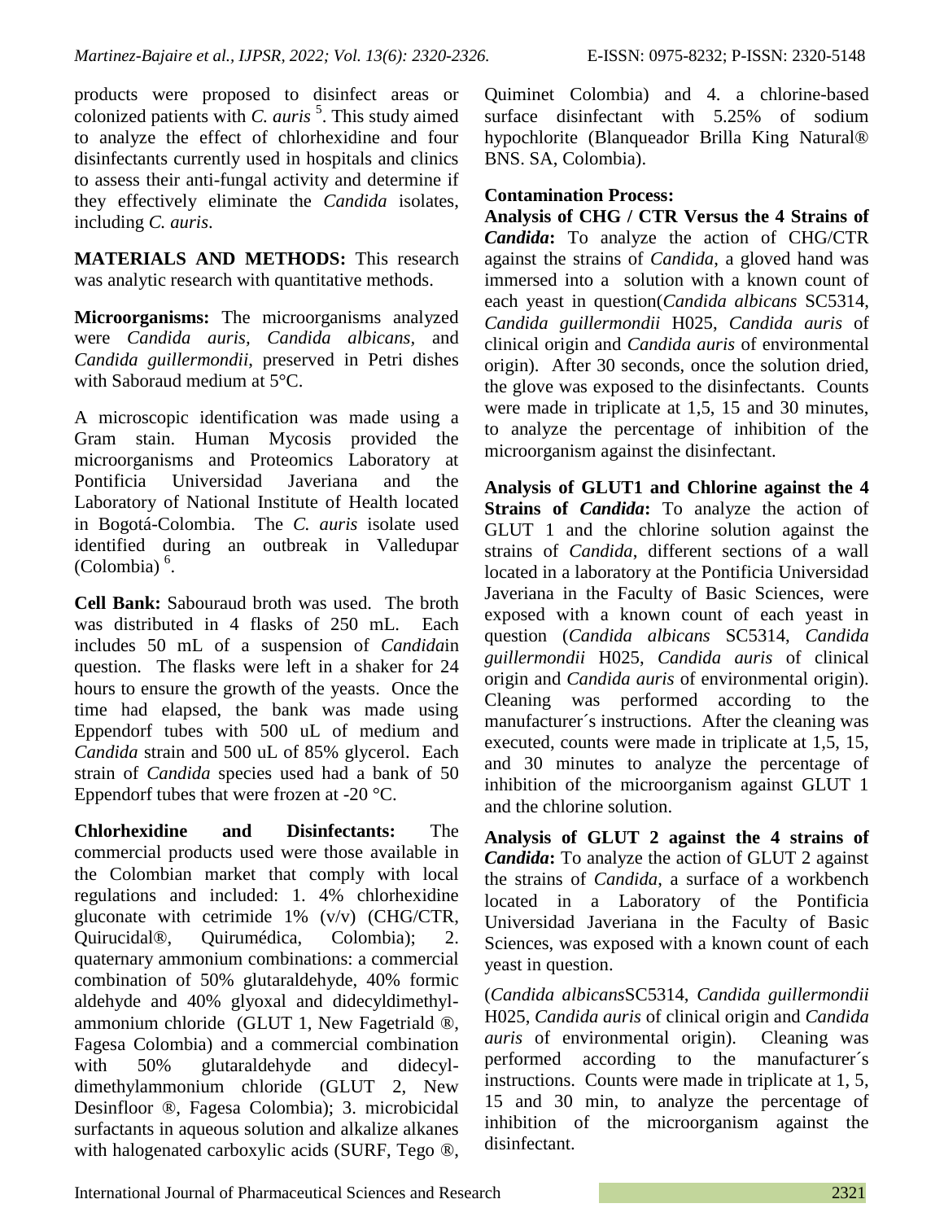products were proposed to disinfect areas or colonized patients with *C. auris* [5]. This study aimed to analyze the effect of chlorhexidine and four disinfectants currently used in hospitals and clinics to assess their anti-fungal activity and determine if they effectively eliminate the *Candida* isolates, including *C. auris*.

**MATERIALS AND METHODS:** This research was analytic research with quantitative methods.

**Microorganisms:** The microorganisms analyzed were *Candida auris*, *Candida albicans*, and *Candida guillermondii*, preserved in Petri dishes with Saboraud medium at 5°C.

A microscopic identification was made using a Gram stain. Human Mycosis provided the microorganisms and Proteomics Laboratory at Pontificia Universidad Javeriana and the Laboratory of National Institute of Health located in Bogotá-Colombia. The *C. auris* isolate used identified during an outbreak in Valledupar (Colombia) [6].

**Cell Bank:** Sabouraud broth was used. The broth was distributed in 4 flasks of 250 mL. Each includes 50 mL of a suspension of *Candida*in question. The flasks were left in a shaker for 24 hours to ensure the growth of the yeasts. Once the time had elapsed, the bank was made using Eppendorf tubes with 500 uL of medium and *Candida* strain and 500 uL of 85% glycerol. Each strain of *Candida* species used had a bank of 50 Eppendorf tubes that were frozen at -20 °C.

**Chlorhexidine and Disinfectants:** The commercial products used were those available in the Colombian market that comply with local regulations and included: 1. 4% chlorhexidine gluconate with cetrimide 1% (v/v) (CHG/CTR, Quirucidal®, Quirumédica, Colombia); 2. quaternary ammonium combinations: a commercial combination of 50% glutaraldehyde, 40% formic aldehyde and 40% glyoxal and didecyldimethyl-ammonium chloride (GLUT 1, New Fagetriald ®, Fagesa Colombia) and a commercial combination with 50% glutaraldehyde and didecyl-dimethylammonium chloride (GLUT 2, New Desinfloor ®, Fagesa Colombia); 3. microbicidal surfactants in aqueous solution and alkalize alkanes with halogenated carboxylic acids (SURF, Tego ®, Quiminet Colombia) and 4. a chlorine-based surface disinfectant with 5.25% of sodium hypochlorite (Blanqueador Brilla King Natural® BNS. SA, Colombia).

**Contamination Process:**

**Analysis of CHG / CTR Versus the 4 Strains of *Candida*:** To analyze the action of CHG/CTR against the strains of *Candida*, a gloved hand was immersed into a solution with a known count of each yeast in question(*Candida albicans* SC5314, *Candida guillermondii* H025, *Candida auris* of clinical origin and *Candida auris* of environmental origin). After 30 seconds, once the solution dried, the glove was exposed to the disinfectants. Counts were made in triplicate at 1,5, 15 and 30 minutes, to analyze the percentage of inhibition of the microorganism against the disinfectant.

**Analysis of GLUT1 and Chlorine against the 4 Strains of *Candida*:** To analyze the action of GLUT 1 and the chlorine solution against the strains of *Candida*, different sections of a wall located in a laboratory at the Pontificia Universidad Javeriana in the Faculty of Basic Sciences, were exposed with a known count of each yeast in question (*Candida albicans* SC5314, *Candida guillermondii* H025, *Candida auris* of clinical origin and *Candida auris* of environmental origin). Cleaning was performed according to the manufacturer´s instructions. After the cleaning was executed, counts were made in triplicate at 1,5, 15, and 30 minutes to analyze the percentage of inhibition of the microorganism against GLUT 1 and the chlorine solution.

**Analysis of GLUT 2 against the 4 strains of *Candida*:** To analyze the action of GLUT 2 against the strains of *Candida*, a surface of a workbench located in a Laboratory of the Pontificia Universidad Javeriana in the Faculty of Basic Sciences, was exposed with a known count of each yeast in question.

(*Candida albicans*SC5314, *Candida guillermondii* H025, *Candida auris* of clinical origin and *Candida auris* of environmental origin). Cleaning was performed according to the manufacturer´s instructions. Counts were made in triplicate at 1, 5, 15 and 30 min, to analyze the percentage of inhibition of the microorganism against the disinfectant.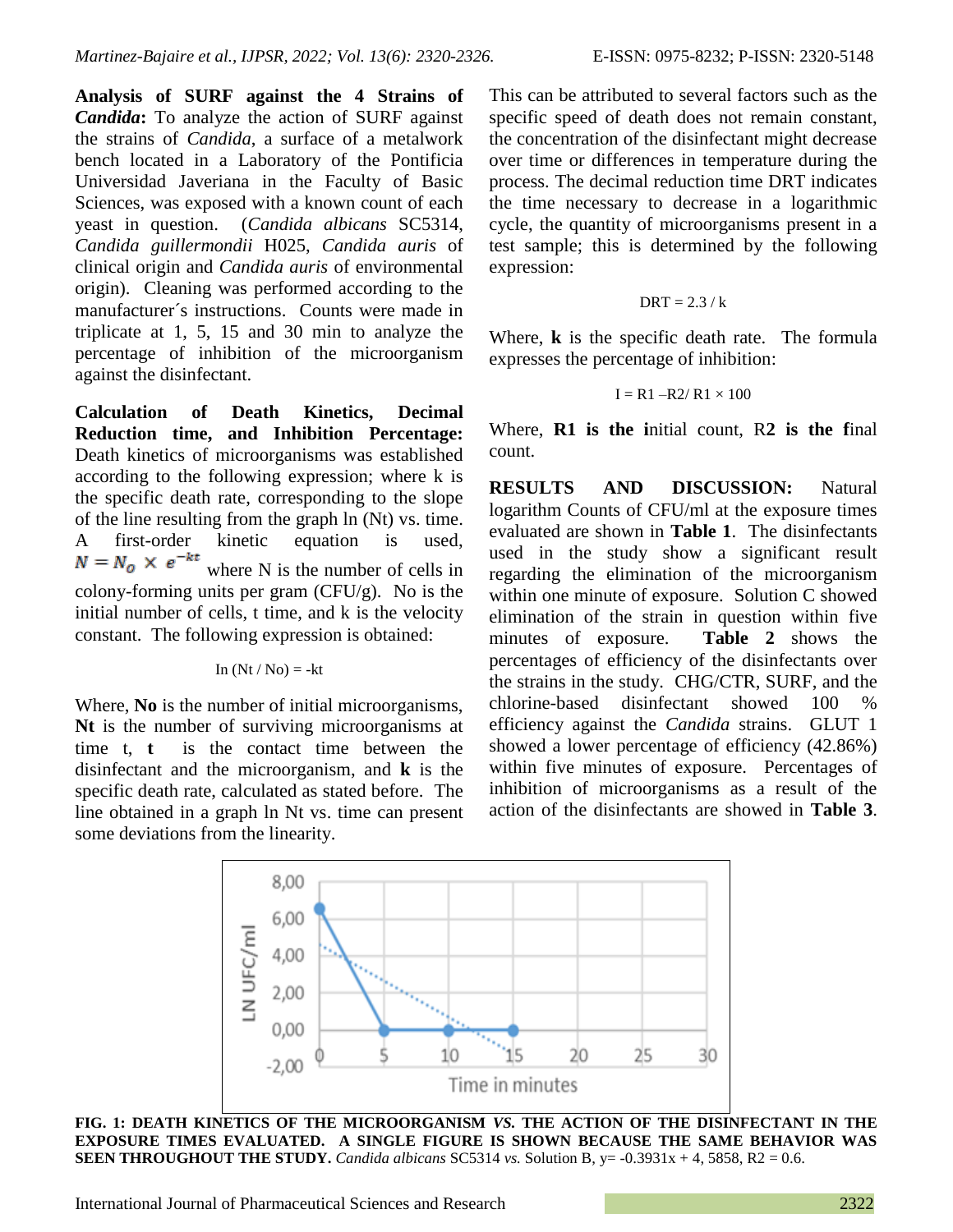**Analysis of SURF against the 4 Strains of *Candida*:** To analyze the action of SURF against the strains of *Candida*, a surface of a metalwork bench located in a Laboratory of the Pontificia Universidad Javeriana in the Faculty of Basic Sciences, was exposed with a known count of each yeast in question. (*Candida albicans* SC5314, *Candida guillermondii* H025, *Candida auris* of clinical origin and *Candida auris* of environmental origin). Cleaning was performed according to the manufacturer´s instructions. Counts were made in triplicate at 1, 5, 15 and 30 min to analyze the percentage of inhibition of the microorganism against the disinfectant.

**Calculation of Death Kinetics, Decimal Reduction time, and Inhibition Percentage:** Death kinetics of microorganisms was established according to the following expression; where k is the specific death rate, corresponding to the slope of the line resulting from the graph ln (Nt) vs. time. A first-order kinetic equation is used, $N = N_o \times e^{-kt}$ where N is the number of cells in colony-forming units per gram (CFU/g). No is the initial number of cells, t time, and k is the velocity constant. The following expression is obtained:

$$\ln (Nt / No) = -kt$$

Where, **No** is the number of initial microorganisms, **Nt** is the number of surviving microorganisms at time t, **t** is the contact time between the disinfectant and the microorganism, and **k** is the specific death rate, calculated as stated before. The line obtained in a graph ln Nt vs. time can present some deviations from the linearity. This can be attributed to several factors such as the specific speed of death does not remain constant, the concentration of the disinfectant might decrease over time or differences in temperature during the process. The decimal reduction time DRT indicates the time necessary to decrease in a logarithmic cycle, the quantity of microorganisms present in a test sample; this is determined by the following expression:

$$DRT = 2.3 / k$$

Where, **k** is the specific death rate. The formula expresses the percentage of inhibition:

$$I = R1 - R2 / R1 \times 100$$

Where, **R1 is the i**nitial count, R**2 is the f**inal count.

**RESULTS AND DISCUSSION:** Natural logarithm Counts of CFU/ml at the exposure times evaluated are shown in **Table 1**. The disinfectants used in the study show a significant result regarding the elimination of the microorganism within one minute of exposure. Solution C showed elimination of the strain in question within five minutes of exposure. **Table 2** shows the percentages of efficiency of the disinfectants over the strains in the study. CHG/CTR, SURF, and the chlorine-based disinfectant showed 100 % efficiency against the *Candida* strains. GLUT 1 showed a lower percentage of efficiency (42.86%) within five minutes of exposure. Percentages of inhibition of microorganisms as a result of the action of the disinfectants are showed in **Table 3**.

**FIG. 1: DEATH KINETICS OF THE MICROORGANISM *VS.* THE ACTION OF THE DISINFECTANT IN THE EXPOSURE TIMES EVALUATED. A SINGLE FIGURE IS SHOWN BECAUSE THE SAME BEHAVIOR WAS SEEN THROUGHOUT THE STUDY.** *Candida albicans* SC5314 *vs.* Solution B, y= -0.3931x + 4, 5858, $R2 = 0.6$.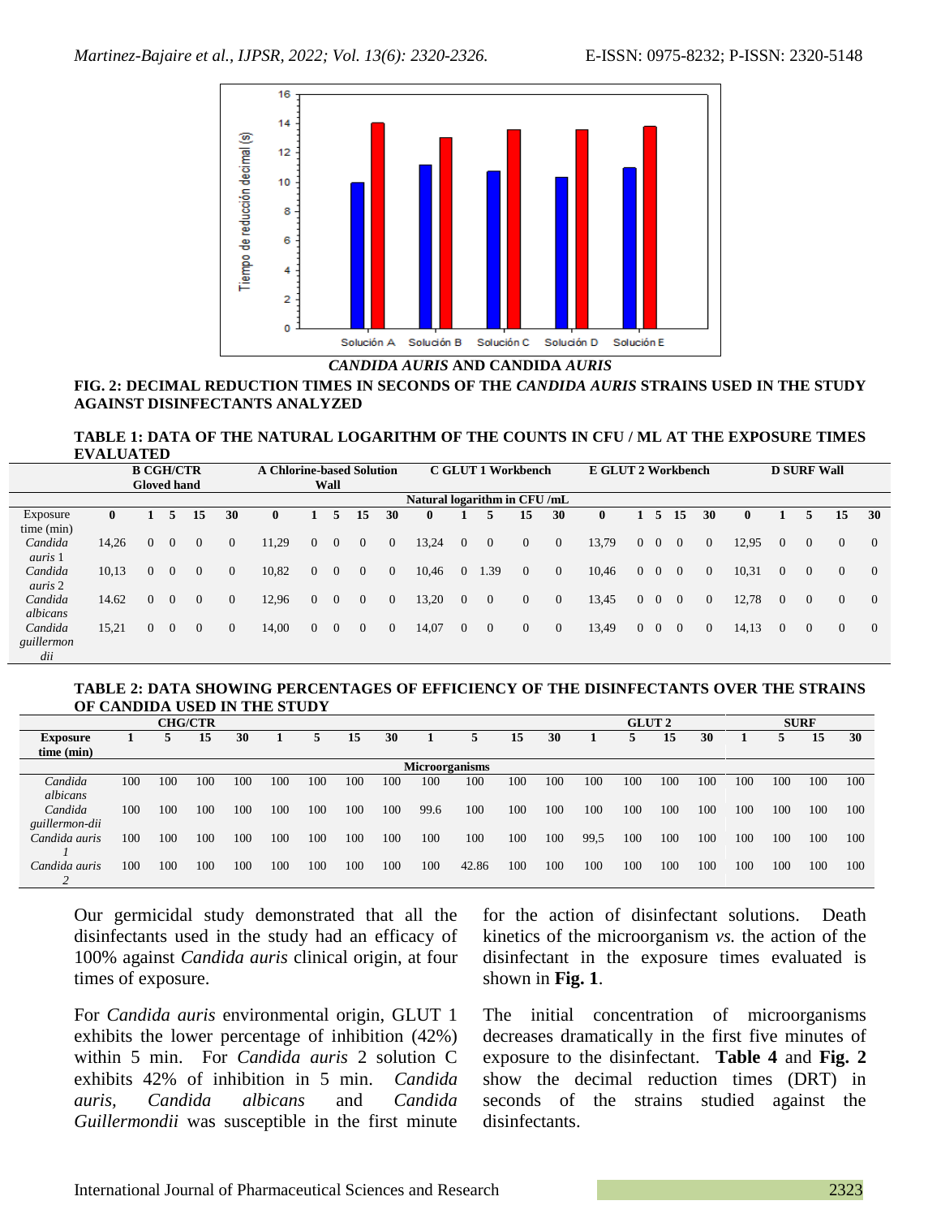*CANDIDA AURIS* AND CANDIDA *AURIS*

**FIG. 2: DECIMAL REDUCTION TIMES IN SECONDS OF THE *CANDIDA AURIS* STRAINS USED IN THE STUDY AGAINST DISINFECTANTS ANALYZED**

**TABLE 1: DATA OF THE NATURAL LOGARITHM OF THE COUNTS IN CFU / ML AT THE EXPOSURE TIMES EVALUATED**

| | B CGH/CTR Gloved hand | | | | | A Chlorine-based Solution Wall | | | | | C GLUT 1 Workbench | | | | | E GLUT 2 Workbench | | | | | D SURF Wall | | | | |
|---|---|---|---|---|---|---|---|---|---|---|---|---|---|---|---|---|---|---|---|---|---|---|---|---|---|
| | Natural logarithm in CFU /mL | | | | | | | | | | | | | | | | | | | | | | | | |
| Exposure time (min) | **0** | **1** | **5** | **15** | **30** | **0** | **1** | **5** | **15** | **30** | **0** | **1** | **5** | **15** | **30** | **0** | **1** | **5** | **15** | **30** | **0** | **1** | **5** | **15** | **30** |
| *Candida auris* 1 | 14,26 | 0 | 0 | 0 | 0 | 11,29 | 0 | 0 | 0 | 0 | 13,24 | 0 | 0 | 0 | 0 | 13,79 | 0 | 0 | 0 | 0 | 12,95 | 0 | 0 | 0 | 0 |
| *Candida auris* 2 | 10,13 | 0 | 0 | 0 | 0 | 10,82 | 0 | 0 | 0 | 0 | 10,46 | 0 | 1.39 | 0 | 0 | 10,46 | 0 | 0 | 0 | 0 | 10,31 | 0 | 0 | 0 | 0 |
| *Candida albicans* | 14.62 | 0 | 0 | 0 | 0 | 12,96 | 0 | 0 | 0 | 0 | 13,20 | 0 | 0 | 0 | 0 | 13,45 | 0 | 0 | 0 | 0 | 12,78 | 0 | 0 | 0 | 0 |
| *Candida guillermondii* | 15,21 | 0 | 0 | 0 | 0 | 14,00 | 0 | 0 | 0 | 0 | 14,07 | 0 | 0 | 0 | 0 | 13,49 | 0 | 0 | 0 | 0 | 14,13 | 0 | 0 | 0 | 0 |

**TABLE 2: DATA SHOWING PERCENTAGES OF EFFICIENCY OF THE DISINFECTANTS OVER THE STRAINS OF CANDIDA USED IN THE STUDY**

| | CHG/CTR | | | | | | | | | | | | GLUT 2 | | | | SURF | | | |
|---|---|---|---|---|---|---|---|---|---|---|---|---|---|---|---|---|---|---|---|---|
| **Exposure time (min)** | **1** | **5** | **15** | **30** | **1** | **5** | **15** | **30** | **1** | **5** | **15** | **30** | **1** | **5** | **15** | **30** | **1** | **5** | **15** | **30** |
| | **Microorganisms** | | | | | | | | | | | | | | | | | | | |
| *Candida albicans* | 100 | 100 | 100 | 100 | 100 | 100 | 100 | 100 | 100 | 100 | 100 | 100 | 100 | 100 | 100 | 100 | 100 | 100 | 100 | 100 |
| *Candida guillermondii* | 100 | 100 | 100 | 100 | 100 | 100 | 100 | 100 | 99.6 | 100 | 100 | 100 | 100 | 100 | 100 | 100 | 100 | 100 | 100 | 100 |
| *Candida auris 1* | 100 | 100 | 100 | 100 | 100 | 100 | 100 | 100 | 100 | 100 | 100 | 100 | 99,5 | 100 | 100 | 100 | 100 | 100 | 100 | 100 |
| *Candida auris 2* | 100 | 100 | 100 | 100 | 100 | 100 | 100 | 100 | 100 | 42.86 | 100 | 100 | 100 | 100 | 100 | 100 | 100 | 100 | 100 | 100 |

Our germicidal study demonstrated that all the disinfectants used in the study had an efficacy of 100% against *Candida auris* clinical origin, at four times of exposure.

For *Candida auris* environmental origin, GLUT 1 exhibits the lower percentage of inhibition (42%) within 5 min. For *Candida auris* 2 solution C exhibits 42% of inhibition in 5 min. *Candida auris, Candida albicans* and *Candida Guillermondii* was susceptible in the first minute for the action of disinfectant solutions. Death kinetics of the microorganism *vs.* the action of the disinfectant in the exposure times evaluated is shown in **Fig. 1**.

The initial concentration of microorganisms decreases dramatically in the first five minutes of exposure to the disinfectant. **Table 4** and **Fig. 2** show the decimal reduction times (DRT) in seconds of the strains studied against the disinfectants.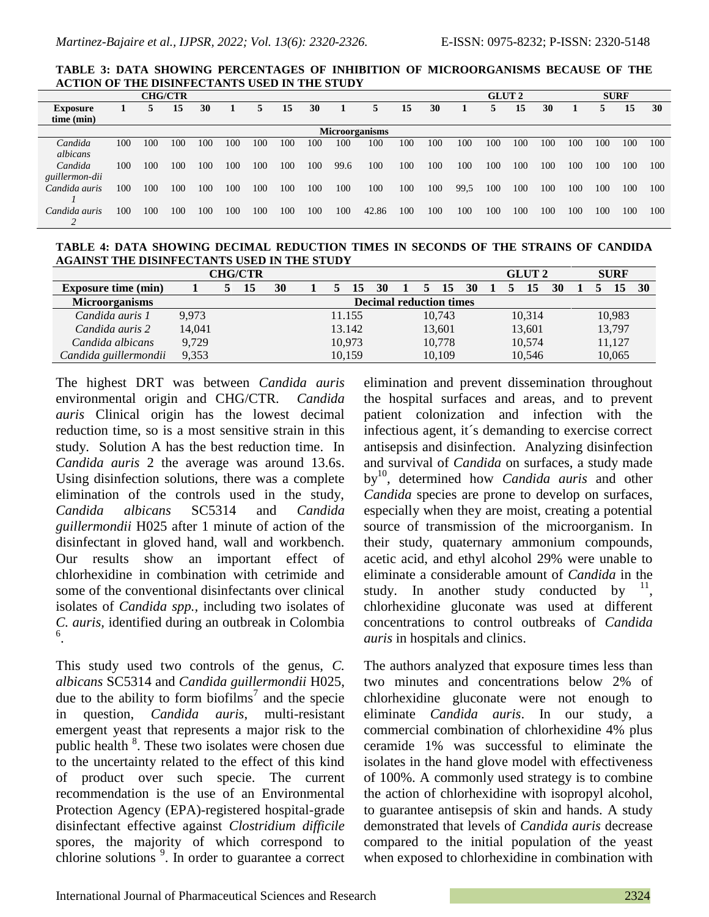**TABLE 3: DATA SHOWING PERCENTAGES OF INHIBITION OF MICROORGANISMS BECAUSE OF THE ACTION OF THE DISINFECTANTS USED IN THE STUDY**

| | CHG/CTR | | | | | | | | | | | | GLUT 2 | | | | SURF | | | |
|---|---|---|---|---|---|---|---|---|---|---|---|---|---|---|---|---|---|---|---|---|
| **Exposure time (min)** | **1** | **5** | **15** | **30** | **1** | **5** | **15** | **30** | **1** | **5** | **15** | **30** | **1** | **5** | **15** | **30** | **1** | **5** | **15** | **30** |
| | **Microorganisms** | | | | | | | | | | | | | | | | | | | |
| *Candida albicans* | 100 | 100 | 100 | 100 | 100 | 100 | 100 | 100 | 100 | 100 | 100 | 100 | 100 | 100 | 100 | 100 | 100 | 100 | 100 | 100 |
| *Candida guillermon-dii* | 100 | 100 | 100 | 100 | 100 | 100 | 100 | 100 | 99.6 | 100 | 100 | 100 | 100 | 100 | 100 | 100 | 100 | 100 | 100 | 100 |
| *Candida auris 1* | 100 | 100 | 100 | 100 | 100 | 100 | 100 | 100 | 100 | 100 | 100 | 100 | 99,5 | 100 | 100 | 100 | 100 | 100 | 100 | 100 |
| *Candida auris 2* | 100 | 100 | 100 | 100 | 100 | 100 | 100 | 100 | 100 | 42.86 | 100 | 100 | 100 | 100 | 100 | 100 | 100 | 100 | 100 | 100 |

**TABLE 4: DATA SHOWING DECIMAL REDUCTION TIMES IN SECONDS OF THE STRAINS OF CANDIDA AGAINST THE DISINFECTANTS USED IN THE STUDY**

| | CHG/CTR | | | | | | | | | | | | GLUT 2 | | | | SURF | | | |
|---|---|---|---|---|---|---|---|---|---|---|---|---|---|---|---|---|---|---|---|---|
| **Exposure time (min)** | **1** | **5** | **15** | **30** | **1** | **5** | **15** | **30** | **1** | **5** | **15** | **30** | **1** | **5** | **15** | **30** | **1** | **5** | **15** | **30** |
| **Microorganisms** | **Decimal reduction times** | | | | | | | | | | | | | | | | | | | |
| *Candida auris 1* | 9,973 | | | | 11.155 | | | | 10,743 | | | | 10,314 | | | | 10,983 | | | |
| *Candida auris 2* | 14,041 | | | | 13.142 | | | | 13,601 | | | | 13,601 | | | | 13,797 | | | |
| *Candida albicans* | 9,729 | | | | 10,973 | | | | 10,778 | | | | 10,574 | | | | 11,127 | | | |
| *Candida guillermondii* | 9,353 | | | | 10,159 | | | | 10,109 | | | | 10,546 | | | | 10,065 | | | |

The highest DRT was between *Candida auris* environmental origin and CHG/CTR. *Candida auris* Clinical origin has the lowest decimal reduction time, so is a most sensitive strain in this study. Solution A has the best reduction time. In *Candida auris* 2 the average was around 13.6s. Using disinfection solutions, there was a complete elimination of the controls used in the study, *Candida albicans* SC5314 and *Candida guillermondii* H025 after 1 minute of action of the disinfectant in gloved hand, wall and workbench. Our results show an important effect of chlorhexidine in combination with cetrimide and some of the conventional disinfectants over clinical isolates of *Candida spp.*, including two isolates of *C. auris*, identified during an outbreak in Colombia [6].

This study used two controls of the genus, *C. albicans* SC5314 and *Candida guillermondii* H025, due to the ability to form biofilms[7] and the specie in question, *Candida auris*, multi-resistant emergent yeast that represents a major risk to the public health [8]. These two isolates were chosen due to the uncertainty related to the effect of this kind of product over such specie. The current recommendation is the use of an Environmental Protection Agency (EPA)-registered hospital-grade disinfectant effective against *Clostridium difficile* spores, the majority of which correspond to chlorine solutions [9]. In order to guarantee a correct elimination and prevent dissemination throughout the hospital surfaces and areas, and to prevent patient colonization and infection with the infectious agent, it´s demanding to exercise correct antisepsis and disinfection. Analyzing disinfection and survival of *Candida* on surfaces, a study made by[10], determined how *Candida auris* and other *Candida* species are prone to develop on surfaces, especially when they are moist, creating a potential source of transmission of the microorganism. In their study, quaternary ammonium compounds, acetic acid, and ethyl alcohol 29% were unable to eliminate a considerable amount of *Candida* in the study. In another study conducted by [11], chlorhexidine gluconate was used at different concentrations to control outbreaks of *Candida auris* in hospitals and clinics.

The authors analyzed that exposure times less than two minutes and concentrations below 2% of chlorhexidine gluconate were not enough to eliminate *Candida auris*. In our study, a commercial combination of chlorhexidine 4% plus ceramide 1% was successful to eliminate the isolates in the hand glove model with effectiveness of 100%. A commonly used strategy is to combine the action of chlorhexidine with isopropyl alcohol, to guarantee antisepsis of skin and hands. A study demonstrated that levels of *Candida auris* decrease compared to the initial population of the yeast when exposed to chlorhexidine in combination with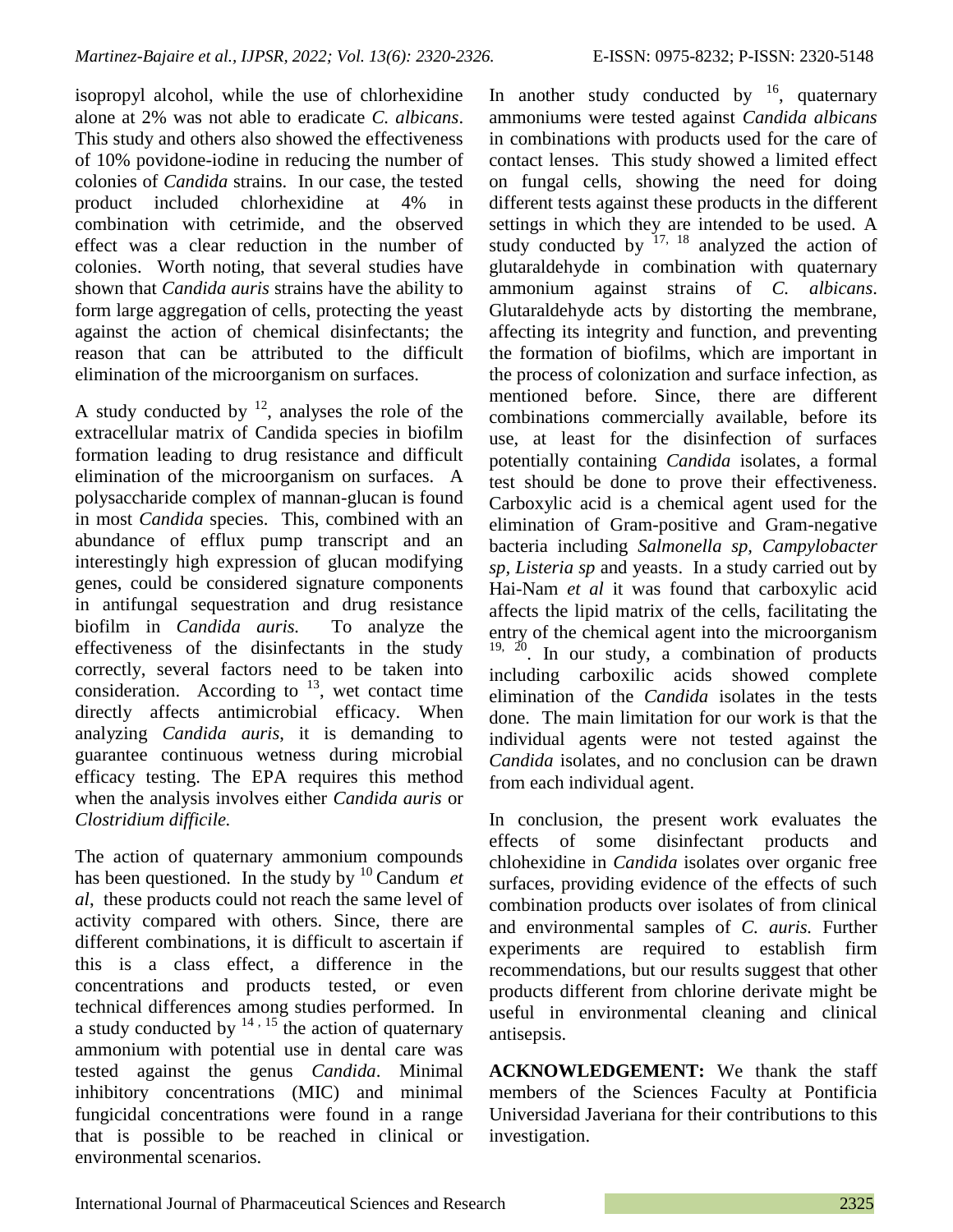isopropyl alcohol, while the use of chlorhexidine alone at 2% was not able to eradicate *C. albicans*. This study and others also showed the effectiveness of 10% povidone-iodine in reducing the number of colonies of *Candida* strains. In our case, the tested product included chlorhexidine at 4% in combination with cetrimide, and the observed effect was a clear reduction in the number of colonies. Worth noting, that several studies have shown that *Candida auris* strains have the ability to form large aggregation of cells, protecting the yeast against the action of chemical disinfectants; the reason that can be attributed to the difficult elimination of the microorganism on surfaces.

A study conducted by [12], analyses the role of the extracellular matrix of Candida species in biofilm formation leading to drug resistance and difficult elimination of the microorganism on surfaces. A polysaccharide complex of mannan-glucan is found in most *Candida* species. This, combined with an abundance of efflux pump transcript and an interestingly high expression of glucan modifying genes, could be considered signature components in antifungal sequestration and drug resistance biofilm in *Candida auris*. To analyze the effectiveness of the disinfectants in the study correctly, several factors need to be taken into consideration. According to [13], wet contact time directly affects antimicrobial efficacy. When analyzing *Candida auris*, it is demanding to guarantee continuous wetness during microbial efficacy testing. The EPA requires this method when the analysis involves either *Candida auris* or *Clostridium difficile.*

The action of quaternary ammonium compounds has been questioned. In the study by [10] Candum *et al*, these products could not reach the same level of activity compared with others. Since, there are different combinations, it is difficult to ascertain if this is a class effect, a difference in the concentrations and products tested, or even technical differences among studies performed. In a study conducted by [14, 15] the action of quaternary ammonium with potential use in dental care was tested against the genus *Candida*. Minimal inhibitory concentrations (MIC) and minimal fungicidal concentrations were found in a range that is possible to be reached in clinical or environmental scenarios.

In another study conducted by [16], quaternary ammoniums were tested against *Candida albicans* in combinations with products used for the care of contact lenses. This study showed a limited effect on fungal cells, showing the need for doing different tests against these products in the different settings in which they are intended to be used. A study conducted by [17, 18] analyzed the action of glutaraldehyde in combination with quaternary ammonium against strains of *C. albicans*. Glutaraldehyde acts by distorting the membrane, affecting its integrity and function, and preventing the formation of biofilms, which are important in the process of colonization and surface infection, as mentioned before. Since, there are different combinations commercially available, before its use, at least for the disinfection of surfaces potentially containing *Candida* isolates, a formal test should be done to prove their effectiveness. Carboxylic acid is a chemical agent used for the elimination of Gram-positive and Gram-negative bacteria including *Salmonella sp, Campylobacter sp, Listeria sp* and yeasts. In a study carried out by Hai-Nam *et al* it was found that carboxylic acid affects the lipid matrix of the cells, facilitating the entry of the chemical agent into the microorganism [19, 20]. In our study, a combination of products including carboxilic acids showed complete elimination of the *Candida* isolates in the tests done. The main limitation for our work is that the individual agents were not tested against the *Candida* isolates, and no conclusion can be drawn from each individual agent.

In conclusion, the present work evaluates the effects of some disinfectant products and chlohexidine in *Candida* isolates over organic free surfaces, providing evidence of the effects of such combination products over isolates of from clinical and environmental samples of *C. auris.* Further experiments are required to establish firm recommendations, but our results suggest that other products different from chlorine derivate might be useful in environmental cleaning and clinical antisepsis.

**ACKNOWLEDGEMENT:** We thank the staff members of the Sciences Faculty at Pontificia Universidad Javeriana for their contributions to this investigation.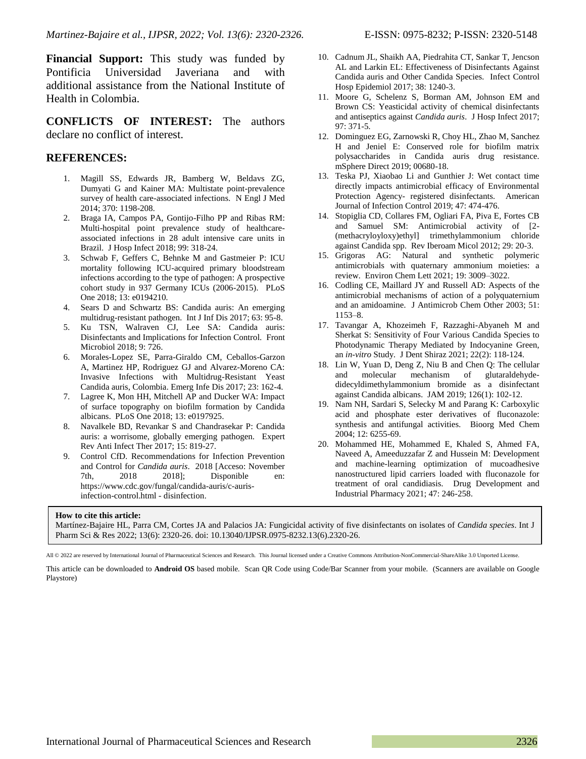**Financial Support:** This study was funded by Pontificia Universidad Javeriana and with additional assistance from the National Institute of Health in Colombia.

**CONFLICTS OF INTEREST:** The authors declare no conflict of interest.

## REFERENCES:

1. Magill SS, Edwards JR, Bamberg W, Beldavs ZG, Dumyati G and Kainer MA: Multistate point-prevalence survey of health care-associated infections. N Engl J Med 2014; 370: 1198-208.
2. Braga IA, Campos PA, Gontijo-Filho PP and Ribas RM: Multi-hospital point prevalence study of healthcare-associated infections in 28 adult intensive care units in Brazil. J Hosp Infect 2018; 99: 318-24.
3. Schwab F, Geffers C, Behnke M and Gastmeier P: ICU mortality following ICU-acquired primary bloodstream infections according to the type of pathogen: A prospective cohort study in 937 Germany ICUs (2006-2015). PLoS One 2018; 13: e0194210.
4. Sears D and Schwartz BS: Candida auris: An emerging multidrug-resistant pathogen. Int J Inf Dis 2017; 63: 95-8.
5. Ku TSN, Walraven CJ, Lee SA: Candida auris: Disinfectants and Implications for Infection Control. Front Microbiol 2018; 9: 726.
6. Morales-Lopez SE, Parra-Giraldo CM, Ceballos-Garzon A, Martinez HP, Rodriguez GJ and Alvarez-Moreno CA: Invasive Infections with Multidrug-Resistant Yeast Candida auris, Colombia. Emerg Infe Dis 2017; 23: 162-4.
7. Lagree K, Mon HH, Mitchell AP and Ducker WA: Impact of surface topography on biofilm formation by Candida albicans. PLoS One 2018; 13: e0197925.
8. Navalkele BD, Revankar S and Chandrasekar P: Candida auris: a worrisome, globally emerging pathogen. Expert Rev Anti Infect Ther 2017; 15: 819-27.
9. Control CfD. Recommendations for Infection Prevention and Control for *Candida auris*. 2018 [Acceso: November 7th, 2018 2018]; Disponible en: https://www.cdc.gov/fungal/candida-auris/c-auris-infection-control.html - disinfection.
10. Cadnum JL, Shaikh AA, Piedrahita CT, Sankar T, Jencson AL and Larkin EL: Effectiveness of Disinfectants Against Candida auris and Other Candida Species. Infect Control Hosp Epidemiol 2017; 38: 1240-3.
11. Moore G, Schelenz S, Borman AM, Johnson EM and Brown CS: Yeasticidal activity of chemical disinfectants and antiseptics against *Candida auris*. J Hosp Infect 2017; 97: 371-5.
12. Dominguez EG, Zarnowski R, Choy HL, Zhao M, Sanchez H and Jeniel E: Conserved role for biofilm matrix polysaccharides in Candida auris drug resistance. mSphere Direct 2019; 00680-18.
13. Teska PJ, Xiaobao Li and Gunthier J: Wet contact time directly impacts antimicrobial efficacy of Environmental Protection Agency- registered disinfectants. American Journal of Infection Control 2019; 47: 474-476.
14. Stopiglia CD, Collares FM, Ogliari FA, Piva E, Fortes CB and Samuel SM: Antimicrobial activity of [2-(methacryloyloxy)ethyl] trimethylammonium chloride against Candida spp. Rev Iberoam Micol 2012; 29: 20-3.
15. Grigoras AG: Natural and synthetic polymeric antimicrobials with quaternary ammonium moieties: a review. Environ Chem Lett 2021; 19: 3009–3022.
16. Codling CE, Maillard JY and Russell AD: Aspects of the antimicrobial mechanisms of action of a polyquaternium and an amidoamine. J Antimicrob Chem Other 2003; 51: 1153–8.
17. Tavangar A, Khozeimeh F, Razzaghi-Abyaneh M and Sherkat S: Sensitivity of Four Various Candida Species to Photodynamic Therapy Mediated by Indocyanine Green, an *in-vitro* Study. J Dent Shiraz 2021; 22(2): 118-124.
18. Lin W, Yuan D, Deng Z, Niu B and Chen Q: The cellular and molecular mechanism of glutaraldehyde-didecyldimethylammonium bromide as a disinfectant against Candida albicans. JAM 2019; 126(1): 102-12.
19. Nam NH, Sardari S, Selecky M and Parang K: Carboxylic acid and phosphate ester derivatives of fluconazole: synthesis and antifungal activities. Bioorg Med Chem 2004; 12: 6255-69.
20. Mohammed HE, Mohammed E, Khaled S, Ahmed FA, Naveed A, Ameeduzzafar Z and Hussein M: Development and machine-learning optimization of mucoadhesive nanostructured lipid carriers loaded with fluconazole for treatment of oral candidiasis. Drug Development and Industrial Pharmacy 2021; 47: 246-258.

**How to cite this article:**
Martínez-Bajaire HL, Parra CM, Cortes JA and Palacios JA: Fungicidal activity of five disinfectants on isolates of *Candida species*. Int J Pharm Sci & Res 2022; 13(6): 2320-26. doi: 10.13040/IJPSR.0975-8232.13(6).2320-26.

All © 2022 are reserved by International Journal of Pharmaceutical Sciences and Research. This Journal licensed under a Creative Commons Attribution-NonCommercial-ShareAlike 3.0 Unported License.

This article can be downloaded to **Android OS** based mobile. Scan QR Code using Code/Bar Scanner from your mobile. (Scanners are available on Google Playstore)